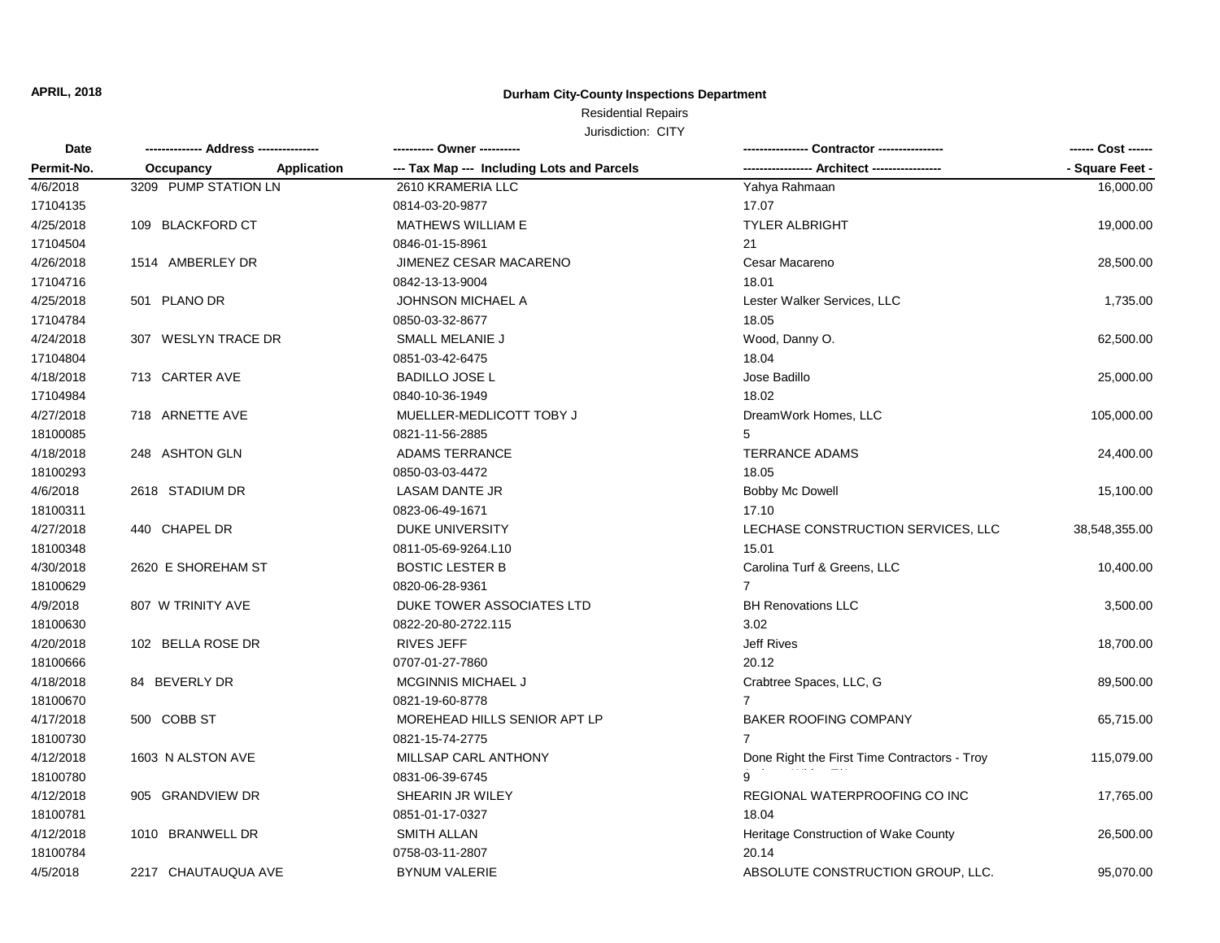APRIL, 2018

# Durham City-County Inspections Department

## Residential Repairs

Jurisdiction: CITY

| Date<br>Permit-No. | ------------- Address --------------<br>Occupancy Application | ---------- Owner ----------<br>--- Tax Map --- Including Lots and Parcels | --------------- Contractor ---------------<br>---------------- Architect ---------------- | ------ Cost ------<br>- Square Feet - |
|---|---|---|---|---|
| 4/6/2018<br>17104135 | 3209 PUMP STATION LN | 2610 KRAMERIA LLC<br>0814-03-20-9877 | Yahya Rahmaan<br>17.07 | 16,000.00 |
| 4/25/2018<br>17104504 | 109 BLACKFORD CT | MATHEWS WILLIAM E<br>0846-01-15-8961 | TYLER ALBRIGHT<br>21 | 19,000.00 |
| 4/26/2018<br>17104716 | 1514 AMBERLEY DR | JIMENEZ CESAR MACARENO<br>0842-13-13-9004 | Cesar Macareno<br>18.01 | 28,500.00 |
| 4/25/2018<br>17104784 | 501 PLANO DR | JOHNSON MICHAEL A<br>0850-03-32-8677 | Lester Walker Services, LLC<br>18.05 | 1,735.00 |
| 4/24/2018<br>17104804 | 307 WESLYN TRACE DR | SMALL MELANIE J<br>0851-03-42-6475 | Wood, Danny O.<br>18.04 | 62,500.00 |
| 4/18/2018<br>17104984 | 713 CARTER AVE | BADILLO JOSE L<br>0840-10-36-1949 | Jose Badillo<br>18.02 | 25,000.00 |
| 4/27/2018<br>18100085 | 718 ARNETTE AVE | MUELLER-MEDLICOTT TOBY J<br>0821-11-56-2885 | DreamWork Homes, LLC<br>5 | 105,000.00 |
| 4/18/2018<br>18100293 | 248 ASHTON GLN | ADAMS TERRANCE<br>0850-03-03-4472 | TERRANCE ADAMS<br>18.05 | 24,400.00 |
| 4/6/2018<br>18100311 | 2618 STADIUM DR | LASAM DANTE JR<br>0823-06-49-1671 | Bobby Mc Dowell<br>17.10 | 15,100.00 |
| 4/27/2018<br>18100348 | 440 CHAPEL DR | DUKE UNIVERSITY<br>0811-05-69-9264.L10 | LECHASE CONSTRUCTION SERVICES, LLC<br>15.01 | 38,548,355.00 |
| 4/30/2018<br>18100629 | 2620 E SHOREHAM ST | BOSTIC LESTER B<br>0820-06-28-9361 | Carolina Turf & Greens, LLC<br>7 | 10,400.00 |
| 4/9/2018<br>18100630 | 807 W TRINITY AVE | DUKE TOWER ASSOCIATES LTD<br>0822-20-80-2722.115 | BH Renovations LLC<br>3.02 | 3,500.00 |
| 4/20/2018<br>18100666 | 102 BELLA ROSE DR | RIVES JEFF<br>0707-01-27-7860 | Jeff Rives<br>20.12 | 18,700.00 |
| 4/18/2018<br>18100670 | 84 BEVERLY DR | MCGINNIS MICHAEL J<br>0821-19-60-8778 | Crabtree Spaces, LLC, G<br>7 | 89,500.00 |
| 4/17/2018<br>18100730 | 500 COBB ST | MOREHEAD HILLS SENIOR APT LP<br>0821-15-74-2775 | BAKER ROOFING COMPANY<br>7 | 65,715.00 |
| 4/12/2018<br>18100780 | 1603 N ALSTON AVE | MILLSAP CARL ANTHONY<br>0831-06-39-6745 | Done Right the First Time Contractors - Troy<br>9 | 115,079.00 |
| 4/12/2018<br>18100781 | 905 GRANDVIEW DR | SHEARIN JR WILEY<br>0851-01-17-0327 | REGIONAL WATERPROOFING CO INC<br>18.04 | 17,765.00 |
| 4/12/2018<br>18100784 | 1010 BRANWELL DR | SMITH ALLAN<br>0758-03-11-2807 | Heritage Construction of Wake County<br>20.14 | 26,500.00 |
| 4/5/2018 | 2217 CHAUTAUQUA AVE | BYNUM VALERIE | ABSOLUTE CONSTRUCTION GROUP, LLC. | 95,070.00 |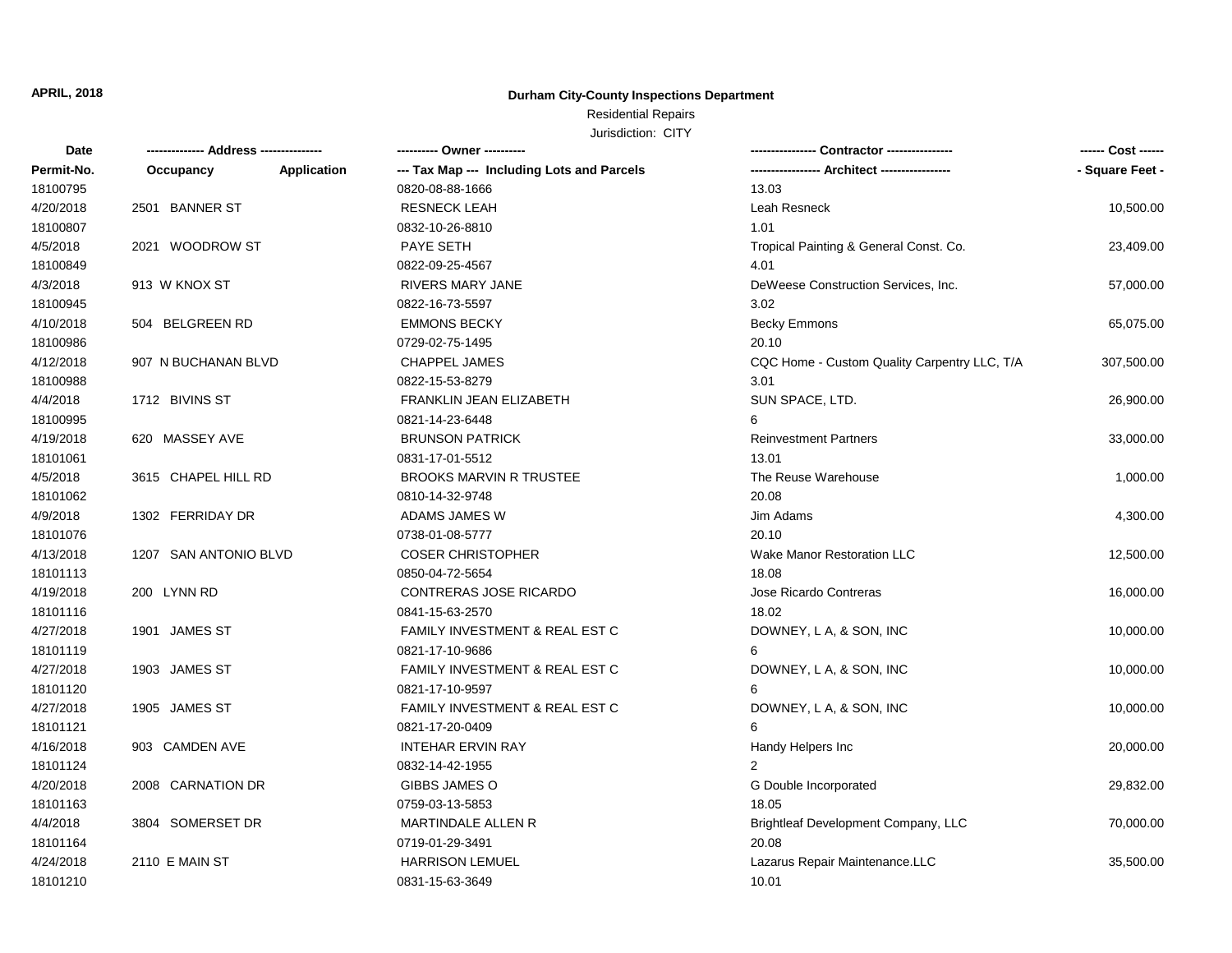**APRIL, 2018**

# Durham City-County Inspections Department

Residential Repairs

Jurisdiction: CITY

| Date | ------------- Address -------------- | | ---------- Owner ---------- | ---------------- Contractor ---------------- | ------ Cost ------ |
|---|---|---|---|---|---|
| **Permit-No.** | **Occupancy** | **Application** | **--- Tax Map --- Including Lots and Parcels** | **----------------- Architect -----------------** | **- Square Feet -** |
| 18100795 | | | 0820-08-88-1666 | 13.03 | |
| 4/20/2018 | 2501 BANNER ST | | RESNECK LEAH | Leah Resneck | 10,500.00 |
| 18100807 | | | 0832-10-26-8810 | 1.01 | |
| 4/5/2018 | 2021 WOODROW ST | | PAYE SETH | Tropical Painting & General Const. Co. | 23,409.00 |
| 18100849 | | | 0822-09-25-4567 | 4.01 | |
| 4/3/2018 | 913 W KNOX ST | | RIVERS MARY JANE | DeWeese Construction Services, Inc. | 57,000.00 |
| 18100945 | | | 0822-16-73-5597 | 3.02 | |
| 4/10/2018 | 504 BELGREEN RD | | EMMONS BECKY | Becky Emmons | 65,075.00 |
| 18100986 | | | 0729-02-75-1495 | 20.10 | |
| 4/12/2018 | 907 N BUCHANAN BLVD | | CHAPPEL JAMES | CQC Home - Custom Quality Carpentry LLC, T/A | 307,500.00 |
| 18100988 | | | 0822-15-53-8279 | 3.01 | |
| 4/4/2018 | 1712 BIVINS ST | | FRANKLIN JEAN ELIZABETH | SUN SPACE, LTD. | 26,900.00 |
| 18100995 | | | 0821-14-23-6448 | 6 | |
| 4/19/2018 | 620 MASSEY AVE | | BRUNSON PATRICK | Reinvestment Partners | 33,000.00 |
| 18101061 | | | 0831-17-01-5512 | 13.01 | |
| 4/5/2018 | 3615 CHAPEL HILL RD | | BROOKS MARVIN R TRUSTEE | The Reuse Warehouse | 1,000.00 |
| 18101062 | | | 0810-14-32-9748 | 20.08 | |
| 4/9/2018 | 1302 FERRIDAY DR | | ADAMS JAMES W | Jim Adams | 4,300.00 |
| 18101076 | | | 0738-01-08-5777 | 20.10 | |
| 4/13/2018 | 1207 SAN ANTONIO BLVD | | COSER CHRISTOPHER | Wake Manor Restoration LLC | 12,500.00 |
| 18101113 | | | 0850-04-72-5654 | 18.08 | |
| 4/19/2018 | 200 LYNN RD | | CONTRERAS JOSE RICARDO | Jose Ricardo Contreras | 16,000.00 |
| 18101116 | | | 0841-15-63-2570 | 18.02 | |
| 4/27/2018 | 1901 JAMES ST | | FAMILY INVESTMENT & REAL EST C | DOWNEY, L A, & SON, INC | 10,000.00 |
| 18101119 | | | 0821-17-10-9686 | 6 | |
| 4/27/2018 | 1903 JAMES ST | | FAMILY INVESTMENT & REAL EST C | DOWNEY, L A, & SON, INC | 10,000.00 |
| 18101120 | | | 0821-17-10-9597 | 6 | |
| 4/27/2018 | 1905 JAMES ST | | FAMILY INVESTMENT & REAL EST C | DOWNEY, L A, & SON, INC | 10,000.00 |
| 18101121 | | | 0821-17-20-0409 | 6 | |
| 4/16/2018 | 903 CAMDEN AVE | | INTEHAR ERVIN RAY | Handy Helpers Inc | 20,000.00 |
| 18101124 | | | 0832-14-42-1955 | 2 | |
| 4/20/2018 | 2008 CARNATION DR | | GIBBS JAMES O | G Double Incorporated | 29,832.00 |
| 18101163 | | | 0759-03-13-5853 | 18.05 | |
| 4/4/2018 | 3804 SOMERSET DR | | MARTINDALE ALLEN R | Brightleaf Development Company, LLC | 70,000.00 |
| 18101164 | | | 0719-01-29-3491 | 20.08 | |
| 4/24/2018 | 2110 E MAIN ST | | HARRISON LEMUEL | Lazarus Repair Maintenance.LLC | 35,500.00 |
| 18101210 | | | 0831-15-63-3649 | 10.01 | |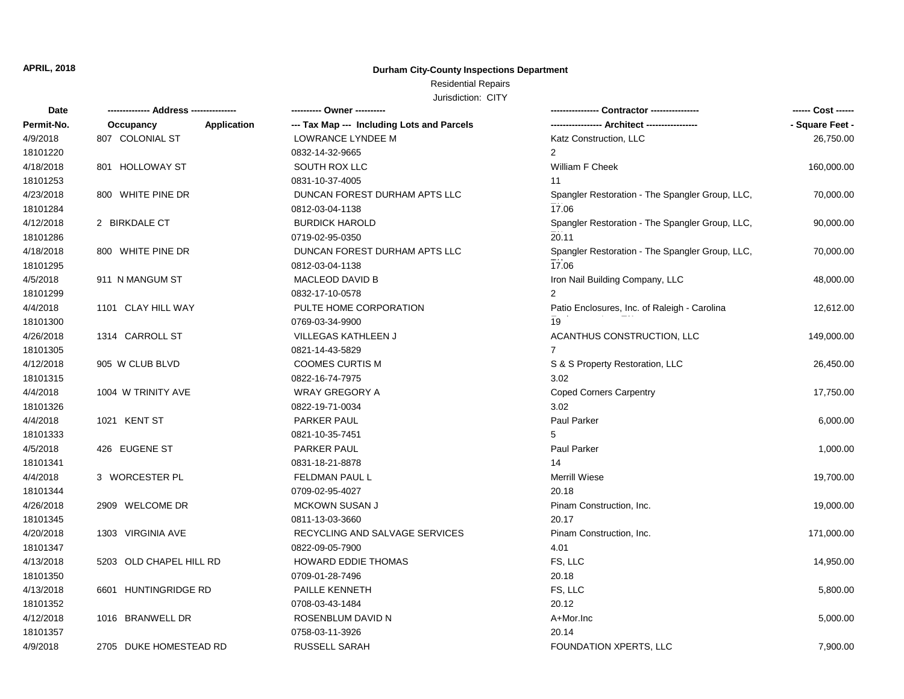**APRIL, 2018**

**Durham City-County Inspections Department**

Residential Repairs

Jurisdiction: CITY

| Date | ------------- Address -------------- | | ---------- Owner ---------- | --------------- Contractor --------------- | ------ Cost ------ |
|---|---|---|---|---|---|
| Permit-No. | Occupancy | Application | --- Tax Map --- Including Lots and Parcels | ----------------- Architect ----------------- | - Square Feet - |
| 4/9/2018 | 807 COLONIAL ST | | LOWRANCE LYNDEE M | Katz Construction, LLC | 26,750.00 |
| 18101220 | | | 0832-14-32-9665 | 2 | |
| 4/18/2018 | 801 HOLLOWAY ST | | SOUTH ROX LLC | William F Cheek | 160,000.00 |
| 18101253 | | | 0831-10-37-4005 | 11 | |
| 4/23/2018 | 800 WHITE PINE DR | | DUNCAN FOREST DURHAM APTS LLC | Spangler Restoration - The Spangler Group, LLC, | 70,000.00 |
| 18101284 | | | 0812-03-04-1138 | 17.06 | |
| 4/12/2018 | 2 BIRKDALE CT | | BURDICK HAROLD | Spangler Restoration - The Spangler Group, LLC, | 90,000.00 |
| 18101286 | | | 0719-02-95-0350 | 20.11 | |
| 4/18/2018 | 800 WHITE PINE DR | | DUNCAN FOREST DURHAM APTS LLC | Spangler Restoration - The Spangler Group, LLC, | 70,000.00 |
| 18101295 | | | 0812-03-04-1138 | 17.06 | |
| 4/5/2018 | 911 N MANGUM ST | | MACLEOD DAVID B | Iron Nail Building Company, LLC | 48,000.00 |
| 18101299 | | | 0832-17-10-0578 | 2 | |
| 4/4/2018 | 1101 CLAY HILL WAY | | PULTE HOME CORPORATION | Patio Enclosures, Inc. of Raleigh - Carolina | 12,612.00 |
| 18101300 | | | 0769-03-34-9900 | 19 | |
| 4/26/2018 | 1314 CARROLL ST | | VILLEGAS KATHLEEN J | ACANTHUS CONSTRUCTION, LLC | 149,000.00 |
| 18101305 | | | 0821-14-43-5829 | 7 | |
| 4/12/2018 | 905 W CLUB BLVD | | COOMES CURTIS M | S & S Property Restoration, LLC | 26,450.00 |
| 18101315 | | | 0822-16-74-7975 | 3.02 | |
| 4/4/2018 | 1004 W TRINITY AVE | | WRAY GREGORY A | Coped Corners Carpentry | 17,750.00 |
| 18101326 | | | 0822-19-71-0034 | 3.02 | |
| 4/4/2018 | 1021 KENT ST | | PARKER PAUL | Paul Parker | 6,000.00 |
| 18101333 | | | 0821-10-35-7451 | 5 | |
| 4/5/2018 | 426 EUGENE ST | | PARKER PAUL | Paul Parker | 1,000.00 |
| 18101341 | | | 0831-18-21-8878 | 14 | |
| 4/4/2018 | 3 WORCESTER PL | | FELDMAN PAUL L | Merrill Wiese | 19,700.00 |
| 18101344 | | | 0709-02-95-4027 | 20.18 | |
| 4/26/2018 | 2909 WELCOME DR | | MCKOWN SUSAN J | Pinam Construction, Inc. | 19,000.00 |
| 18101345 | | | 0811-13-03-3660 | 20.17 | |
| 4/20/2018 | 1303 VIRGINIA AVE | | RECYCLING AND SALVAGE SERVICES | Pinam Construction, Inc. | 171,000.00 |
| 18101347 | | | 0822-09-05-7900 | 4.01 | |
| 4/13/2018 | 5203 OLD CHAPEL HILL RD | | HOWARD EDDIE THOMAS | FS, LLC | 14,950.00 |
| 18101350 | | | 0709-01-28-7496 | 20.18 | |
| 4/13/2018 | 6601 HUNTINGRIDGE RD | | PAILLE KENNETH | FS, LLC | 5,800.00 |
| 18101352 | | | 0708-03-43-1484 | 20.12 | |
| 4/12/2018 | 1016 BRANWELL DR | | ROSENBLUM DAVID N | A+Mor.Inc | 5,000.00 |
| 18101357 | | | 0758-03-11-3926 | 20.14 | |
| 4/9/2018 | 2705 DUKE HOMESTEAD RD | | RUSSELL SARAH | FOUNDATION XPERTS, LLC | 7,900.00 |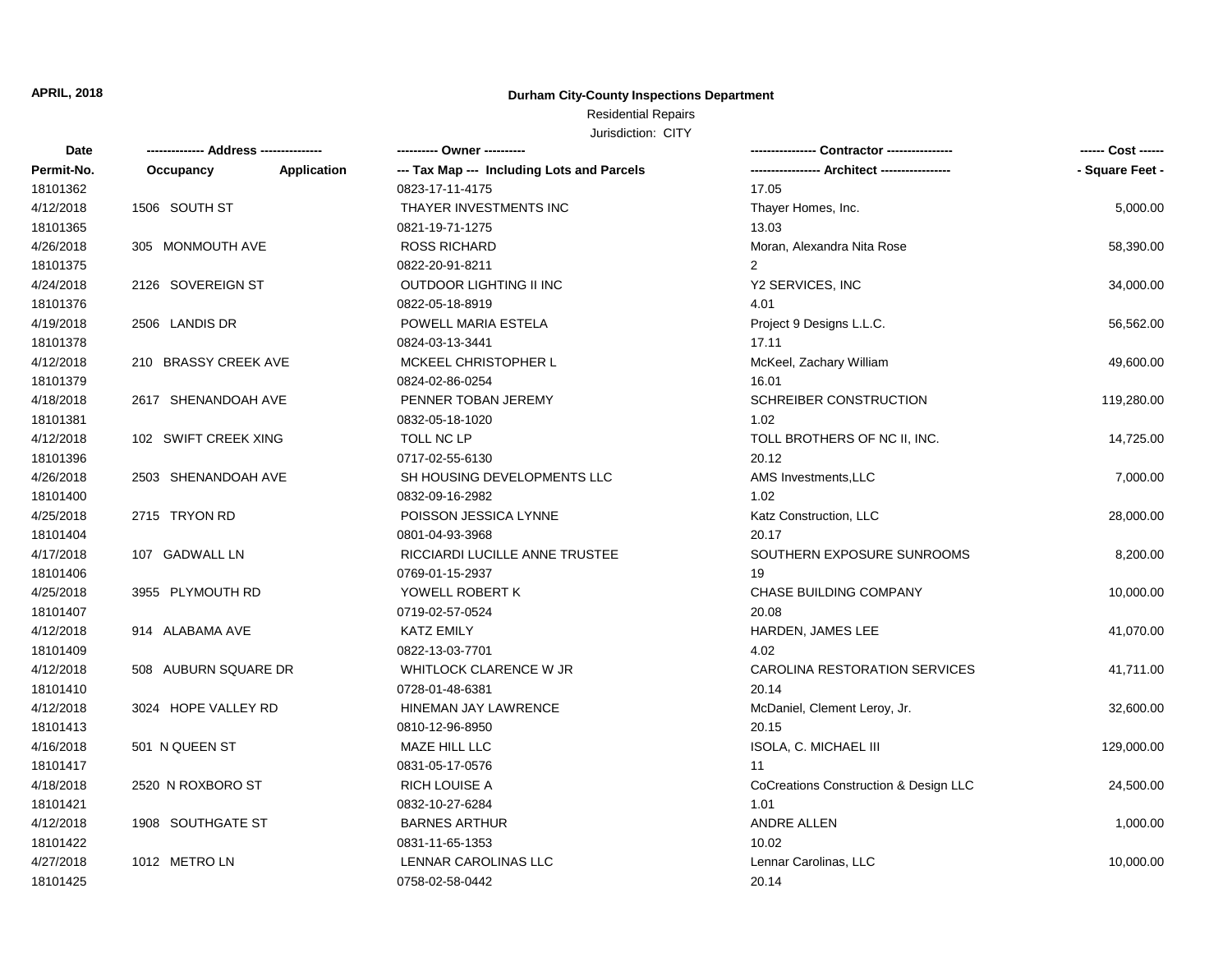**APRIL, 2018**

# Durham City-County Inspections Department

## Residential Repairs

Jurisdiction: CITY

| Date / Permit-No. | Address / Occupancy / Application | Owner / Tax Map --- Including Lots and Parcels | Contractor / Architect | Cost / Square Feet |
|---|---|---|---|---|
| 18101362 | | 0823-17-11-4175 | 17.05 | |
| 4/12/2018 | 1506 SOUTH ST | THAYER INVESTMENTS INC | Thayer Homes, Inc. | 5,000.00 |
| 18101365 | | 0821-19-71-1275 | 13.03 | |
| 4/26/2018 | 305 MONMOUTH AVE | ROSS RICHARD | Moran, Alexandra Nita Rose | 58,390.00 |
| 18101375 | | 0822-20-91-8211 | 2 | |
| 4/24/2018 | 2126 SOVEREIGN ST | OUTDOOR LIGHTING II INC | Y2 SERVICES, INC | 34,000.00 |
| 18101376 | | 0822-05-18-8919 | 4.01 | |
| 4/19/2018 | 2506 LANDIS DR | POWELL MARIA ESTELA | Project 9 Designs L.L.C. | 56,562.00 |
| 18101378 | | 0824-03-13-3441 | 17.11 | |
| 4/12/2018 | 210 BRASSY CREEK AVE | MCKEEL CHRISTOPHER L | McKeel, Zachary William | 49,600.00 |
| 18101379 | | 0824-02-86-0254 | 16.01 | |
| 4/18/2018 | 2617 SHENANDOAH AVE | PENNER TOBAN JEREMY | SCHREIBER CONSTRUCTION | 119,280.00 |
| 18101381 | | 0832-05-18-1020 | 1.02 | |
| 4/12/2018 | 102 SWIFT CREEK XING | TOLL NC LP | TOLL BROTHERS OF NC II, INC. | 14,725.00 |
| 18101396 | | 0717-02-55-6130 | 20.12 | |
| 4/26/2018 | 2503 SHENANDOAH AVE | SH HOUSING DEVELOPMENTS LLC | AMS Investments,LLC | 7,000.00 |
| 18101400 | | 0832-09-16-2982 | 1.02 | |
| 4/25/2018 | 2715 TRYON RD | POISSON JESSICA LYNNE | Katz Construction, LLC | 28,000.00 |
| 18101404 | | 0801-04-93-3968 | 20.17 | |
| 4/17/2018 | 107 GADWALL LN | RICCIARDI LUCILLE ANNE TRUSTEE | SOUTHERN EXPOSURE SUNROOMS | 8,200.00 |
| 18101406 | | 0769-01-15-2937 | 19 | |
| 4/25/2018 | 3955 PLYMOUTH RD | YOWELL ROBERT K | CHASE BUILDING COMPANY | 10,000.00 |
| 18101407 | | 0719-02-57-0524 | 20.08 | |
| 4/12/2018 | 914 ALABAMA AVE | KATZ EMILY | HARDEN, JAMES LEE | 41,070.00 |
| 18101409 | | 0822-13-03-7701 | 4.02 | |
| 4/12/2018 | 508 AUBURN SQUARE DR | WHITLOCK CLARENCE W JR | CAROLINA RESTORATION SERVICES | 41,711.00 |
| 18101410 | | 0728-01-48-6381 | 20.14 | |
| 4/12/2018 | 3024 HOPE VALLEY RD | HINEMAN JAY LAWRENCE | McDaniel, Clement Leroy, Jr. | 32,600.00 |
| 18101413 | | 0810-12-96-8950 | 20.15 | |
| 4/16/2018 | 501 N QUEEN ST | MAZE HILL LLC | ISOLA, C. MICHAEL III | 129,000.00 |
| 18101417 | | 0831-05-17-0576 | 11 | |
| 4/18/2018 | 2520 N ROXBORO ST | RICH LOUISE A | CoCreations Construction & Design LLC | 24,500.00 |
| 18101421 | | 0832-10-27-6284 | 1.01 | |
| 4/12/2018 | 1908 SOUTHGATE ST | BARNES ARTHUR | ANDRE ALLEN | 1,000.00 |
| 18101422 | | 0831-11-65-1353 | 10.02 | |
| 4/27/2018 | 1012 METRO LN | LENNAR CAROLINAS LLC | Lennar Carolinas, LLC | 10,000.00 |
| 18101425 | | 0758-02-58-0442 | 20.14 | |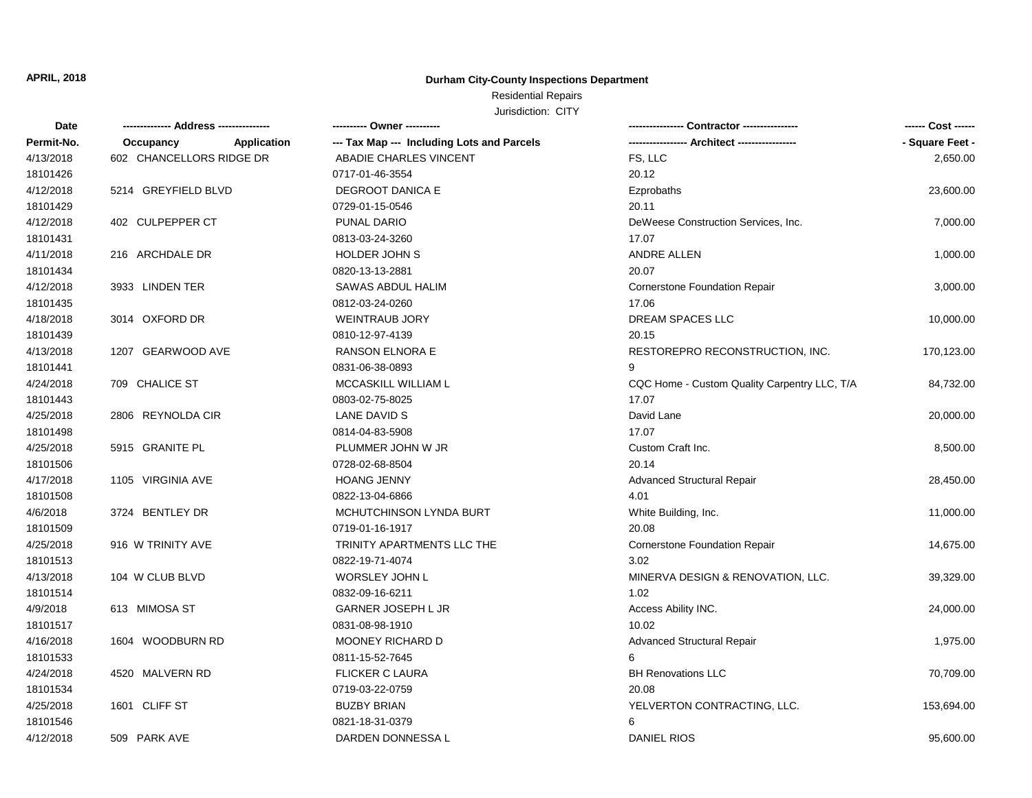**APRIL, 2018**

## Durham City-County Inspections Department

Residential Repairs

Jurisdiction: CITY

| Date / Permit-No. | Address / Occupancy / Application | Owner / Tax Map --- Including Lots and Parcels | Contractor / Architect | Cost / Square Feet |
|---|---|---|---|---|
| 4/13/2018 | 602 CHANCELLORS RIDGE DR | ABADIE CHARLES VINCENT | FS, LLC | 2,650.00 |
| 18101426 | | 0717-01-46-3554 | 20.12 | |
| 4/12/2018 | 5214 GREYFIELD BLVD | DEGROOT DANICA E | Ezprobaths | 23,600.00 |
| 18101429 | | 0729-01-15-0546 | 20.11 | |
| 4/12/2018 | 402 CULPEPPER CT | PUNAL DARIO | DeWeese Construction Services, Inc. | 7,000.00 |
| 18101431 | | 0813-03-24-3260 | 17.07 | |
| 4/11/2018 | 216 ARCHDALE DR | HOLDER JOHN S | ANDRE ALLEN | 1,000.00 |
| 18101434 | | 0820-13-13-2881 | 20.07 | |
| 4/12/2018 | 3933 LINDEN TER | SAWAS ABDUL HALIM | Cornerstone Foundation Repair | 3,000.00 |
| 18101435 | | 0812-03-24-0260 | 17.06 | |
| 4/18/2018 | 3014 OXFORD DR | WEINTRAUB JORY | DREAM SPACES LLC | 10,000.00 |
| 18101439 | | 0810-12-97-4139 | 20.15 | |
| 4/13/2018 | 1207 GEARWOOD AVE | RANSON ELNORA E | RESTOREPRO RECONSTRUCTION, INC. | 170,123.00 |
| 18101441 | | 0831-06-38-0893 | 9 | |
| 4/24/2018 | 709 CHALICE ST | MCCASKILL WILLIAM L | CQC Home - Custom Quality Carpentry LLC, T/A | 84,732.00 |
| 18101443 | | 0803-02-75-8025 | 17.07 | |
| 4/25/2018 | 2806 REYNOLDA CIR | LANE DAVID S | David Lane | 20,000.00 |
| 18101498 | | 0814-04-83-5908 | 17.07 | |
| 4/25/2018 | 5915 GRANITE PL | PLUMMER JOHN W JR | Custom Craft Inc. | 8,500.00 |
| 18101506 | | 0728-02-68-8504 | 20.14 | |
| 4/17/2018 | 1105 VIRGINIA AVE | HOANG JENNY | Advanced Structural Repair | 28,450.00 |
| 18101508 | | 0822-13-04-6866 | 4.01 | |
| 4/6/2018 | 3724 BENTLEY DR | MCHUTCHINSON LYNDA BURT | White Building, Inc. | 11,000.00 |
| 18101509 | | 0719-01-16-1917 | 20.08 | |
| 4/25/2018 | 916 W TRINITY AVE | TRINITY APARTMENTS LLC THE | Cornerstone Foundation Repair | 14,675.00 |
| 18101513 | | 0822-19-71-4074 | 3.02 | |
| 4/13/2018 | 104 W CLUB BLVD | WORSLEY JOHN L | MINERVA DESIGN & RENOVATION, LLC. | 39,329.00 |
| 18101514 | | 0832-09-16-6211 | 1.02 | |
| 4/9/2018 | 613 MIMOSA ST | GARNER JOSEPH L JR | Access Ability INC. | 24,000.00 |
| 18101517 | | 0831-08-98-1910 | 10.02 | |
| 4/16/2018 | 1604 WOODBURN RD | MOONEY RICHARD D | Advanced Structural Repair | 1,975.00 |
| 18101533 | | 0811-15-52-7645 | 6 | |
| 4/24/2018 | 4520 MALVERN RD | FLICKER C LAURA | BH Renovations LLC | 70,709.00 |
| 18101534 | | 0719-03-22-0759 | 20.08 | |
| 4/25/2018 | 1601 CLIFF ST | BUZBY BRIAN | YELVERTON CONTRACTING, LLC. | 153,694.00 |
| 18101546 | | 0821-18-31-0379 | 6 | |
| 4/12/2018 | 509 PARK AVE | DARDEN DONNESSA L | DANIEL RIOS | 95,600.00 |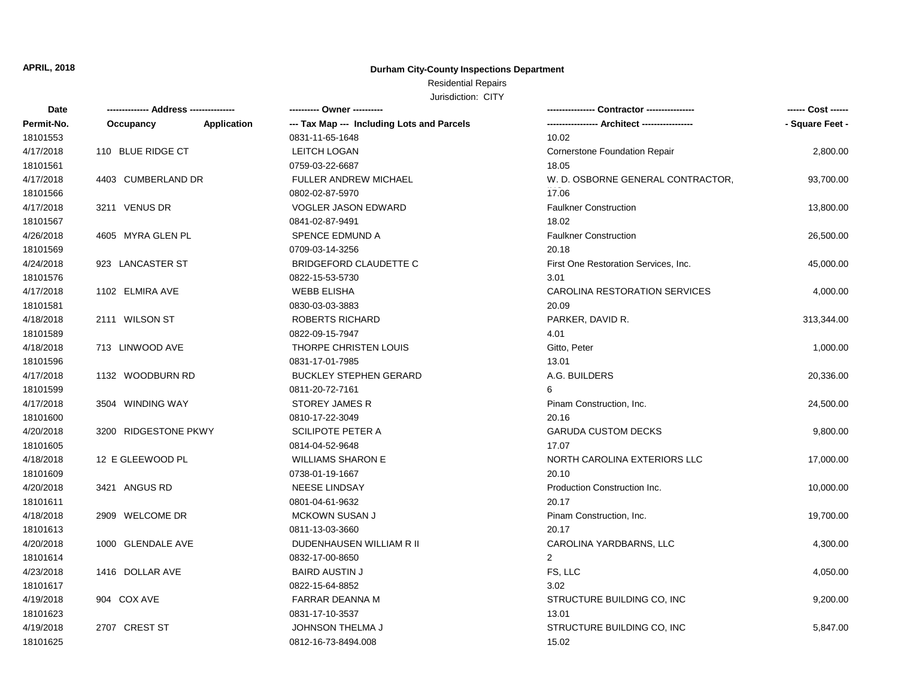**APRIL, 2018**

## Durham City-County Inspections Department

Residential Repairs

Jurisdiction: CITY

| Date | ------------- Address -------------- | | ---------- Owner ---------- | ---------------- Contractor ---------------- | ------ Cost ------ |
|---|---|---|---|---|---|
| Permit-No. | Occupancy | Application | --- Tax Map --- Including Lots and Parcels | ----------------- Architect ----------------- | - Square Feet - |
| 18101553 | | | 0831-11-65-1648 | 10.02 | |
| 4/17/2018 | 110 BLUE RIDGE CT | | LEITCH LOGAN | Cornerstone Foundation Repair | 2,800.00 |
| 18101561 | | | 0759-03-22-6687 | 18.05 | |
| 4/17/2018 | 4403 CUMBERLAND DR | | FULLER ANDREW MICHAEL | W. D. OSBORNE GENERAL CONTRACTOR, | 93,700.00 |
| 18101566 | | | 0802-02-87-5970 | 17.06 | |
| 4/17/2018 | 3211 VENUS DR | | VOGLER JASON EDWARD | Faulkner Construction | 13,800.00 |
| 18101567 | | | 0841-02-87-9491 | 18.02 | |
| 4/26/2018 | 4605 MYRA GLEN PL | | SPENCE EDMUND A | Faulkner Construction | 26,500.00 |
| 18101569 | | | 0709-03-14-3256 | 20.18 | |
| 4/24/2018 | 923 LANCASTER ST | | BRIDGEFORD CLAUDETTE C | First One Restoration Services, Inc. | 45,000.00 |
| 18101576 | | | 0822-15-53-5730 | 3.01 | |
| 4/17/2018 | 1102 ELMIRA AVE | | WEBB ELISHA | CAROLINA RESTORATION SERVICES | 4,000.00 |
| 18101581 | | | 0830-03-03-3883 | 20.09 | |
| 4/18/2018 | 2111 WILSON ST | | ROBERTS RICHARD | PARKER, DAVID R. | 313,344.00 |
| 18101589 | | | 0822-09-15-7947 | 4.01 | |
| 4/18/2018 | 713 LINWOOD AVE | | THORPE CHRISTEN LOUIS | Gitto, Peter | 1,000.00 |
| 18101596 | | | 0831-17-01-7985 | 13.01 | |
| 4/17/2018 | 1132 WOODBURN RD | | BUCKLEY STEPHEN GERARD | A.G. BUILDERS | 20,336.00 |
| 18101599 | | | 0811-20-72-7161 | 6 | |
| 4/17/2018 | 3504 WINDING WAY | | STOREY JAMES R | Pinam Construction, Inc. | 24,500.00 |
| 18101600 | | | 0810-17-22-3049 | 20.16 | |
| 4/20/2018 | 3200 RIDGESTONE PKWY | | SCILIPOTE PETER A | GARUDA CUSTOM DECKS | 9,800.00 |
| 18101605 | | | 0814-04-52-9648 | 17.07 | |
| 4/18/2018 | 12 E GLEEWOOD PL | | WILLIAMS SHARON E | NORTH CAROLINA EXTERIORS LLC | 17,000.00 |
| 18101609 | | | 0738-01-19-1667 | 20.10 | |
| 4/20/2018 | 3421 ANGUS RD | | NEESE LINDSAY | Production Construction Inc. | 10,000.00 |
| 18101611 | | | 0801-04-61-9632 | 20.17 | |
| 4/18/2018 | 2909 WELCOME DR | | MCKOWN SUSAN J | Pinam Construction, Inc. | 19,700.00 |
| 18101613 | | | 0811-13-03-3660 | 20.17 | |
| 4/20/2018 | 1000 GLENDALE AVE | | DUDENHAUSEN WILLIAM R II | CAROLINA YARDBARNS, LLC | 4,300.00 |
| 18101614 | | | 0832-17-00-8650 | 2 | |
| 4/23/2018 | 1416 DOLLAR AVE | | BAIRD AUSTIN J | FS, LLC | 4,050.00 |
| 18101617 | | | 0822-15-64-8852 | 3.02 | |
| 4/19/2018 | 904 COX AVE | | FARRAR DEANNA M | STRUCTURE BUILDING CO, INC | 9,200.00 |
| 18101623 | | | 0831-17-10-3537 | 13.01 | |
| 4/19/2018 | 2707 CREST ST | | JOHNSON THELMA J | STRUCTURE BUILDING CO, INC | 5,847.00 |
| 18101625 | | | 0812-16-73-8494.008 | 15.02 | |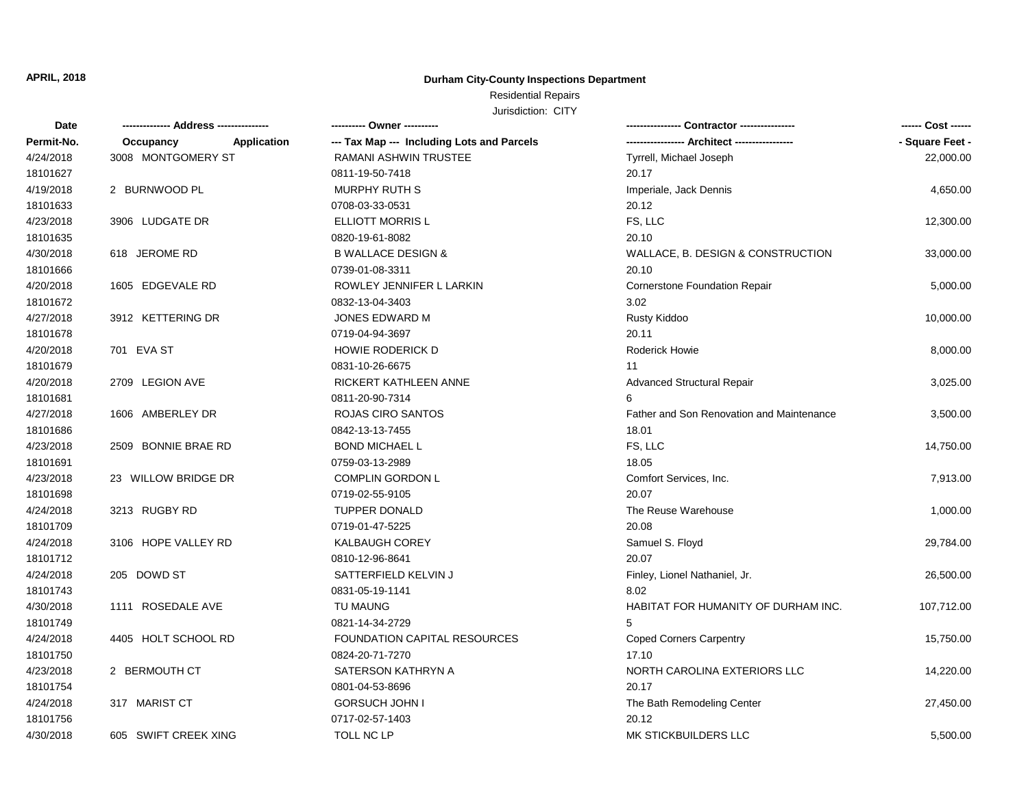**APRIL, 2018**

## Durham City-County Inspections Department

Residential Repairs

Jurisdiction: CITY

| Date / Permit-No. | Address / Occupancy / Application | Owner / Tax Map --- Including Lots and Parcels | Contractor / Architect | Cost / Square Feet |
|---|---|---|---|---|
| 4/24/2018 | 3008 MONTGOMERY ST | RAMANI ASHWIN TRUSTEE | Tyrrell, Michael Joseph | 22,000.00 |
| 18101627 | | 0811-19-50-7418 | 20.17 | |
| 4/19/2018 | 2 BURNWOOD PL | MURPHY RUTH S | Imperiale, Jack Dennis | 4,650.00 |
| 18101633 | | 0708-03-33-0531 | 20.12 | |
| 4/23/2018 | 3906 LUDGATE DR | ELLIOTT MORRIS L | FS, LLC | 12,300.00 |
| 18101635 | | 0820-19-61-8082 | 20.10 | |
| 4/30/2018 | 618 JEROME RD | B WALLACE DESIGN & | WALLACE, B. DESIGN & CONSTRUCTION | 33,000.00 |
| 18101666 | | 0739-01-08-3311 | 20.10 | |
| 4/20/2018 | 1605 EDGEVALE RD | ROWLEY JENNIFER L LARKIN | Cornerstone Foundation Repair | 5,000.00 |
| 18101672 | | 0832-13-04-3403 | 3.02 | |
| 4/27/2018 | 3912 KETTERING DR | JONES EDWARD M | Rusty Kiddoo | 10,000.00 |
| 18101678 | | 0719-04-94-3697 | 20.11 | |
| 4/20/2018 | 701 EVA ST | HOWIE RODERICK D | Roderick Howie | 8,000.00 |
| 18101679 | | 0831-10-26-6675 | 11 | |
| 4/20/2018 | 2709 LEGION AVE | RICKERT KATHLEEN ANNE | Advanced Structural Repair | 3,025.00 |
| 18101681 | | 0811-20-90-7314 | 6 | |
| 4/27/2018 | 1606 AMBERLEY DR | ROJAS CIRO SANTOS | Father and Son Renovation and Maintenance | 3,500.00 |
| 18101686 | | 0842-13-13-7455 | 18.01 | |
| 4/23/2018 | 2509 BONNIE BRAE RD | BOND MICHAEL L | FS, LLC | 14,750.00 |
| 18101691 | | 0759-03-13-2989 | 18.05 | |
| 4/23/2018 | 23 WILLOW BRIDGE DR | COMPLIN GORDON L | Comfort Services, Inc. | 7,913.00 |
| 18101698 | | 0719-02-55-9105 | 20.07 | |
| 4/24/2018 | 3213 RUGBY RD | TUPPER DONALD | The Reuse Warehouse | 1,000.00 |
| 18101709 | | 0719-01-47-5225 | 20.08 | |
| 4/24/2018 | 3106 HOPE VALLEY RD | KALBAUGH COREY | Samuel S. Floyd | 29,784.00 |
| 18101712 | | 0810-12-96-8641 | 20.07 | |
| 4/24/2018 | 205 DOWD ST | SATTERFIELD KELVIN J | Finley, Lionel Nathaniel, Jr. | 26,500.00 |
| 18101743 | | 0831-05-19-1141 | 8.02 | |
| 4/30/2018 | 1111 ROSEDALE AVE | TU MAUNG | HABITAT FOR HUMANITY OF DURHAM INC. | 107,712.00 |
| 18101749 | | 0821-14-34-2729 | 5 | |
| 4/24/2018 | 4405 HOLT SCHOOL RD | FOUNDATION CAPITAL RESOURCES | Coped Corners Carpentry | 15,750.00 |
| 18101750 | | 0824-20-71-7270 | 17.10 | |
| 4/23/2018 | 2 BERMOUTH CT | SATERSON KATHRYN A | NORTH CAROLINA EXTERIORS LLC | 14,220.00 |
| 18101754 | | 0801-04-53-8696 | 20.17 | |
| 4/24/2018 | 317 MARIST CT | GORSUCH JOHN I | The Bath Remodeling Center | 27,450.00 |
| 18101756 | | 0717-02-57-1403 | 20.12 | |
| 4/30/2018 | 605 SWIFT CREEK XING | TOLL NC LP | MK STICKBUILDERS LLC | 5,500.00 |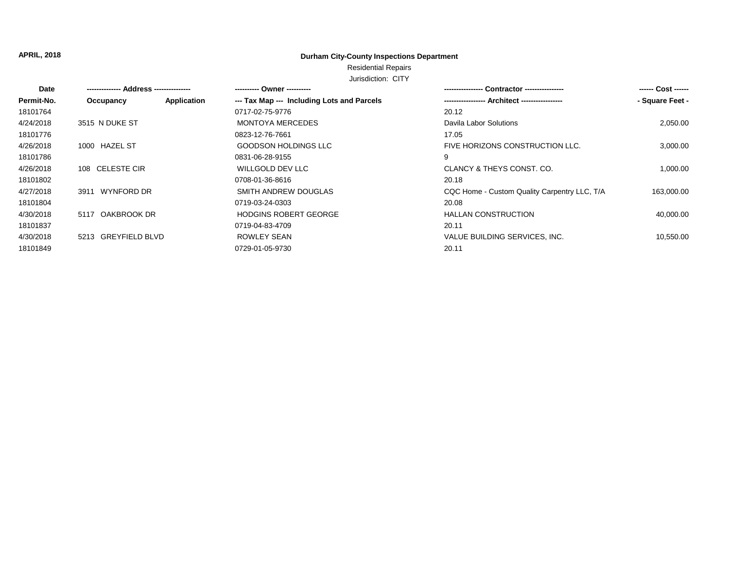**APRIL, 2018**

**Durham City-County Inspections Department**

Residential Repairs

Jurisdiction: CITY

| Date | -------------- Address --------------- | | ---------- Owner ---------- | ---------------- Contractor ---------------- | ------ Cost ------ |
|---|---|---|---|---|---|
| **Permit-No.** | **Occupancy** | **Application** | **--- Tax Map --- Including Lots and Parcels** | **----------------- Architect -----------------** | **- Square Feet -** |
| 18101764 | | | 0717-02-75-9776 | 20.12 | |
| 4/24/2018 | 3515 N DUKE ST | | MONTOYA MERCEDES | Davila Labor Solutions | 2,050.00 |
| 18101776 | | | 0823-12-76-7661 | 17.05 | |
| 4/26/2018 | 1000 HAZEL ST | | GOODSON HOLDINGS LLC | FIVE HORIZONS CONSTRUCTION LLC. | 3,000.00 |
| 18101786 | | | 0831-06-28-9155 | 9 | |
| 4/26/2018 | 108 CELESTE CIR | | WILLGOLD DEV LLC | CLANCY & THEYS CONST. CO. | 1,000.00 |
| 18101802 | | | 0708-01-36-8616 | 20.18 | |
| 4/27/2018 | 3911 WYNFORD DR | | SMITH ANDREW DOUGLAS | CQC Home - Custom Quality Carpentry LLC, T/A | 163,000.00 |
| 18101804 | | | 0719-03-24-0303 | 20.08 | |
| 4/30/2018 | 5117 OAKBROOK DR | | HODGINS ROBERT GEORGE | HALLAN CONSTRUCTION | 40,000.00 |
| 18101837 | | | 0719-04-83-4709 | 20.11 | |
| 4/30/2018 | 5213 GREYFIELD BLVD | | ROWLEY SEAN | VALUE BUILDING SERVICES, INC. | 10,550.00 |
| 18101849 | | | 0729-01-05-9730 | 20.11 | |